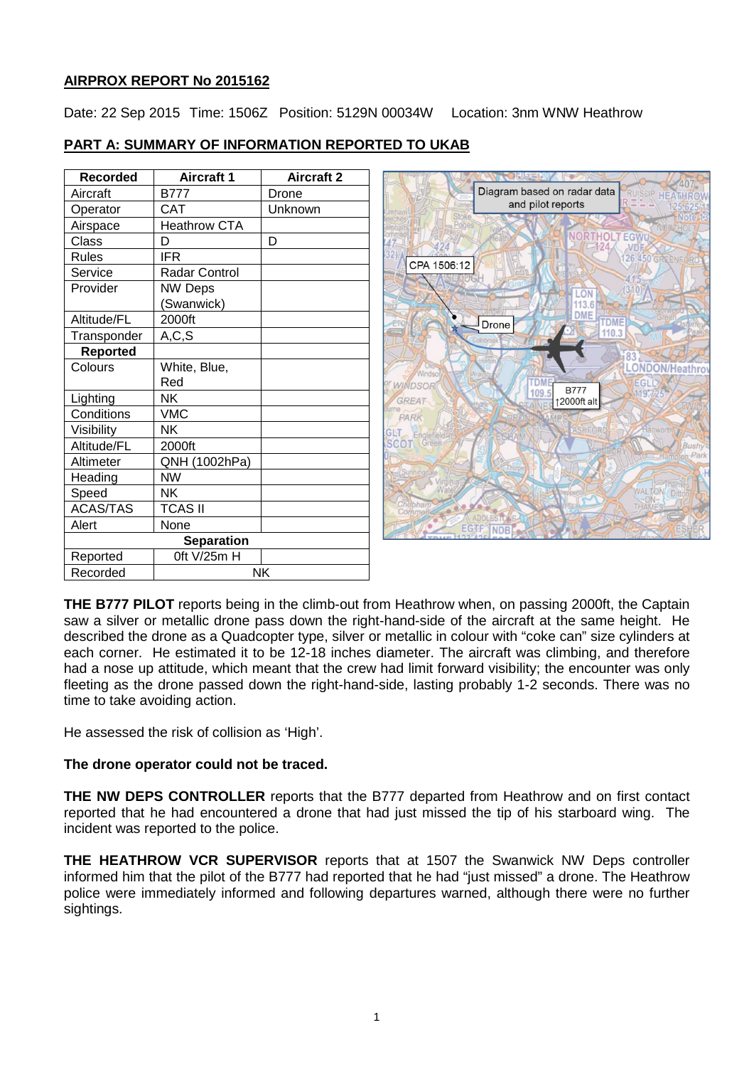**AIRPROX REPORT No 2015162**

Date: 22 Sep 2015 Time: 1506Z Position: 5129N 00034W Location: 3nm WNW Heathrow

**PART A: SUMMARY OF INFORMATION REPORTED TO UKAB**

| Recorded | Aircraft 1 | Aircraft 2 |
|---|---|---|
| Aircraft | B777 | Drone |
| Operator | CAT | Unknown |
| Airspace | Heathrow CTA | |
| Class | D | D |
| Rules | IFR | |
| Service | Radar Control | |
| Provider | NW Deps (Swanwick) | |
| Altitude/FL | 2000ft | |
| Transponder | A,C,S | |
| **Reported** | | |
| Colours | White, Blue, Red | |
| Lighting | NK | |
| Conditions | VMC | |
| Visibility | NK | |
| Altitude/FL | 2000ft | |
| Altimeter | QNH (1002hPa) | |
| Heading | NW | |
| Speed | NK | |
| ACAS/TAS | TCAS II | |
| Alert | None | |
| **Separation** | | |
| Reported | 0ft V/25m H | |
| Recorded | NK | |

Diagram based on radar data and pilot reports

CPA 1506:12

Drone

B777 ↑2000ft alt

**THE B777 PILOT** reports being in the climb-out from Heathrow when, on passing 2000ft, the Captain saw a silver or metallic drone pass down the right-hand-side of the aircraft at the same height. He described the drone as a Quadcopter type, silver or metallic in colour with "coke can" size cylinders at each corner. He estimated it to be 12-18 inches diameter. The aircraft was climbing, and therefore had a nose up attitude, which meant that the crew had limit forward visibility; the encounter was only fleeting as the drone passed down the right-hand-side, lasting probably 1-2 seconds. There was no time to take avoiding action.

He assessed the risk of collision as 'High'.

**The drone operator could not be traced.**

**THE NW DEPS CONTROLLER** reports that the B777 departed from Heathrow and on first contact reported that he had encountered a drone that had just missed the tip of his starboard wing. The incident was reported to the police.

**THE HEATHROW VCR SUPERVISOR** reports that at 1507 the Swanwick NW Deps controller informed him that the pilot of the B777 had reported that he had "just missed" a drone. The Heathrow police were immediately informed and following departures warned, although there were no further sightings.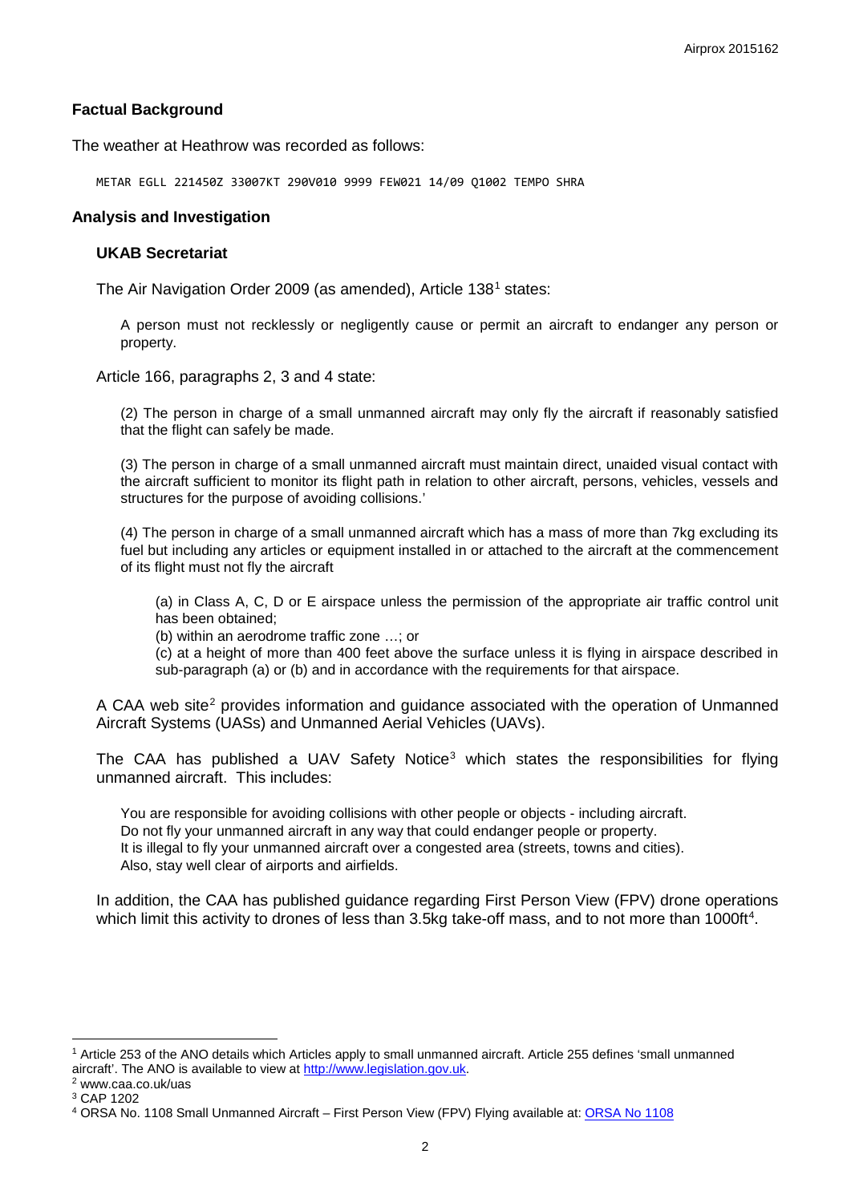## Factual Background

The weather at Heathrow was recorded as follows:

```
METAR EGLL 221450Z 33007KT 290V010 9999 FEW021 14/09 Q1002 TEMPO SHRA
```

## Analysis and Investigation

### UKAB Secretariat

The Air Navigation Order 2009 (as amended), Article 138[1] states:

> A person must not recklessly or negligently cause or permit an aircraft to endanger any person or property.

Article 166, paragraphs 2, 3 and 4 state:

> (2) The person in charge of a small unmanned aircraft may only fly the aircraft if reasonably satisfied that the flight can safely be made.
>
> (3) The person in charge of a small unmanned aircraft must maintain direct, unaided visual contact with the aircraft sufficient to monitor its flight path in relation to other aircraft, persons, vehicles, vessels and structures for the purpose of avoiding collisions.'
>
> (4) The person in charge of a small unmanned aircraft which has a mass of more than 7kg excluding its fuel but including any articles or equipment installed in or attached to the aircraft at the commencement of its flight must not fly the aircraft
>
> (a) in Class A, C, D or E airspace unless the permission of the appropriate air traffic control unit has been obtained;
>
> (b) within an aerodrome traffic zone …; or
>
> (c) at a height of more than 400 feet above the surface unless it is flying in airspace described in sub-paragraph (a) or (b) and in accordance with the requirements for that airspace.

A CAA web site[2] provides information and guidance associated with the operation of Unmanned Aircraft Systems (UASs) and Unmanned Aerial Vehicles (UAVs).

The CAA has published a UAV Safety Notice[3] which states the responsibilities for flying unmanned aircraft. This includes:

> You are responsible for avoiding collisions with other people or objects - including aircraft.
> Do not fly your unmanned aircraft in any way that could endanger people or property.
> It is illegal to fly your unmanned aircraft over a congested area (streets, towns and cities).
> Also, stay well clear of airports and airfields.

In addition, the CAA has published guidance regarding First Person View (FPV) drone operations which limit this activity to drones of less than 3.5kg take-off mass, and to not more than 1000ft[4].

---

[1] Article 253 of the ANO details which Articles apply to small unmanned aircraft. Article 255 defines 'small unmanned aircraft'. The ANO is available to view at http://www.legislation.gov.uk.

[2] www.caa.co.uk/uas

[3] CAP 1202

[4] ORSA No. 1108 Small Unmanned Aircraft – First Person View (FPV) Flying available at: ORSA No 1108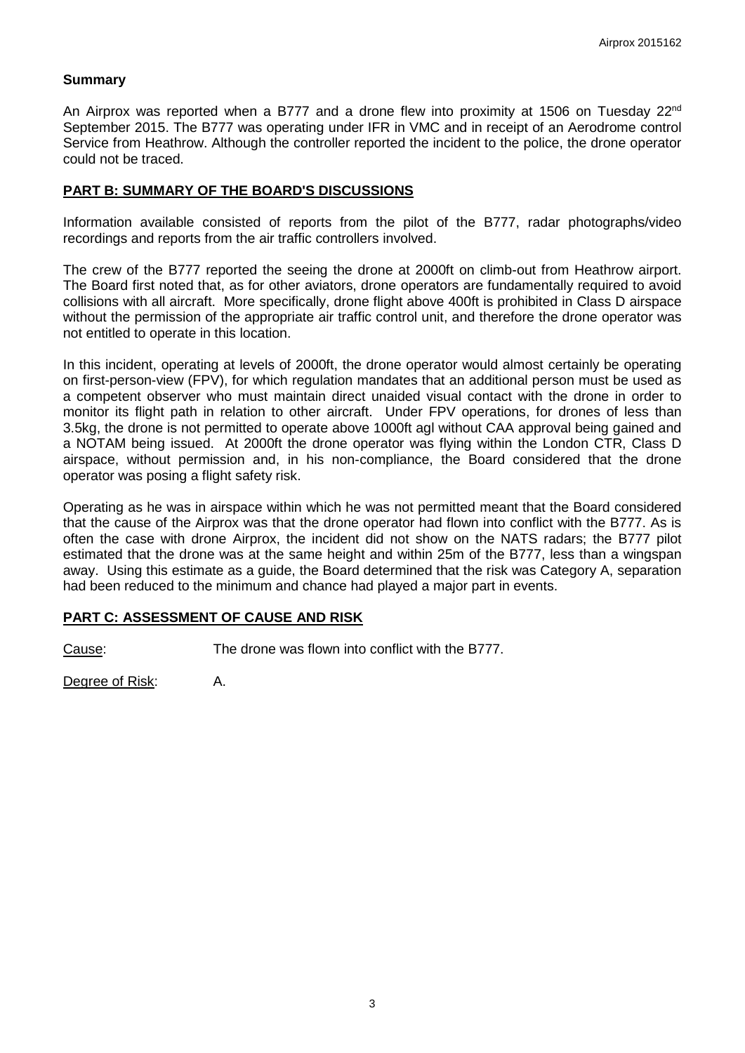**Summary**

An Airprox was reported when a B777 and a drone flew into proximity at 1506 on Tuesday 22nd September 2015. The B777 was operating under IFR in VMC and in receipt of an Aerodrome control Service from Heathrow. Although the controller reported the incident to the police, the drone operator could not be traced.

**PART B: SUMMARY OF THE BOARD'S DISCUSSIONS**

Information available consisted of reports from the pilot of the B777, radar photographs/video recordings and reports from the air traffic controllers involved.

The crew of the B777 reported the seeing the drone at 2000ft on climb-out from Heathrow airport. The Board first noted that, as for other aviators, drone operators are fundamentally required to avoid collisions with all aircraft. More specifically, drone flight above 400ft is prohibited in Class D airspace without the permission of the appropriate air traffic control unit, and therefore the drone operator was not entitled to operate in this location.

In this incident, operating at levels of 2000ft, the drone operator would almost certainly be operating on first-person-view (FPV), for which regulation mandates that an additional person must be used as a competent observer who must maintain direct unaided visual contact with the drone in order to monitor its flight path in relation to other aircraft. Under FPV operations, for drones of less than 3.5kg, the drone is not permitted to operate above 1000ft agl without CAA approval being gained and a NOTAM being issued. At 2000ft the drone operator was flying within the London CTR, Class D airspace, without permission and, in his non-compliance, the Board considered that the drone operator was posing a flight safety risk.

Operating as he was in airspace within which he was not permitted meant that the Board considered that the cause of the Airprox was that the drone operator had flown into conflict with the B777. As is often the case with drone Airprox, the incident did not show on the NATS radars; the B777 pilot estimated that the drone was at the same height and within 25m of the B777, less than a wingspan away. Using this estimate as a guide, the Board determined that the risk was Category A, separation had been reduced to the minimum and chance had played a major part in events.

**PART C: ASSESSMENT OF CAUSE AND RISK**

Cause: The drone was flown into conflict with the B777.

Degree of Risk: A.